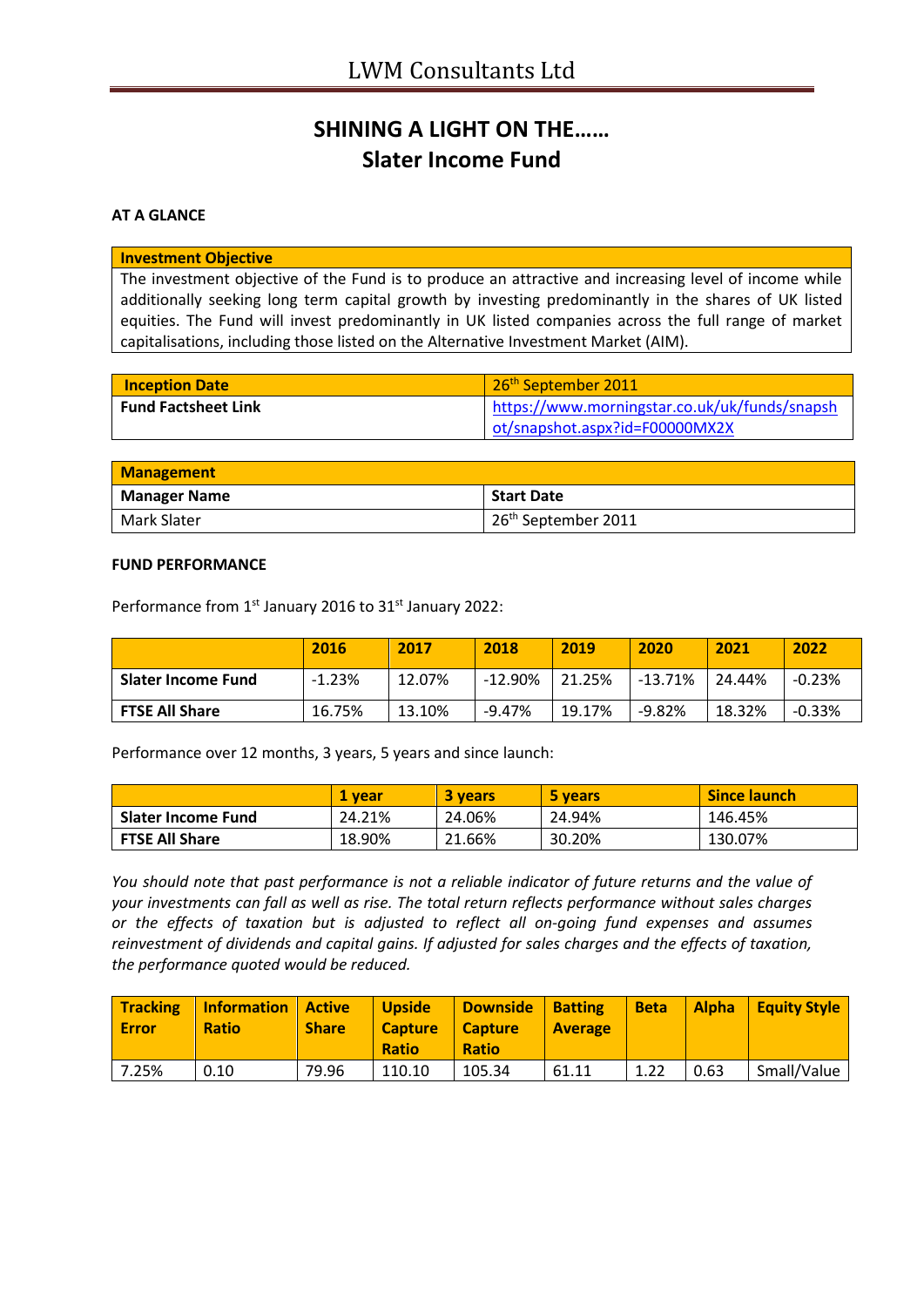# LWM Consultants Ltd

## SHINING A LIGHT ON THE……
## Slater Income Fund

**AT A GLANCE**

| Investment Objective |
|---|
| The investment objective of the Fund is to produce an attractive and increasing level of income while additionally seeking long term capital growth by investing predominantly in the shares of UK listed equities. The Fund will invest predominantly in UK listed companies across the full range of market capitalisations, including those listed on the Alternative Investment Market (AIM). |

| Inception Date | 26th September 2011 |
|---|---|
| **Fund Factsheet Link** | https://www.morningstar.co.uk/uk/funds/snapshot/snapshot.aspx?id=F00000MX2X |

| Management | |
|---|---|
| **Manager Name** | **Start Date** |
| Mark Slater | 26th September 2011 |

**FUND PERFORMANCE**

Performance from 1st January 2016 to 31st January 2022:

| | 2016 | 2017 | 2018 | 2019 | 2020 | 2021 | 2022 |
|---|---|---|---|---|---|---|---|
| **Slater Income Fund** | -1.23% | 12.07% | -12.90% | 21.25% | -13.71% | 24.44% | -0.23% |
| **FTSE All Share** | 16.75% | 13.10% | -9.47% | 19.17% | -9.82% | 18.32% | -0.33% |

Performance over 12 months, 3 years, 5 years and since launch:

| | 1 year | 3 years | 5 years | Since launch |
|---|---|---|---|---|
| **Slater Income Fund** | 24.21% | 24.06% | 24.94% | 146.45% |
| **FTSE All Share** | 18.90% | 21.66% | 30.20% | 130.07% |

*You should note that past performance is not a reliable indicator of future returns and the value of your investments can fall as well as rise. The total return reflects performance without sales charges or the effects of taxation but is adjusted to reflect all on-going fund expenses and assumes reinvestment of dividends and capital gains. If adjusted for sales charges and the effects of taxation, the performance quoted would be reduced.*

| Tracking Error | Information Ratio | Active Share | Upside Capture Ratio | Downside Capture Ratio | Batting Average | Beta | Alpha | Equity Style |
|---|---|---|---|---|---|---|---|---|
| 7.25% | 0.10 | 79.96 | 110.10 | 105.34 | 61.11 | 1.22 | 0.63 | Small/Value |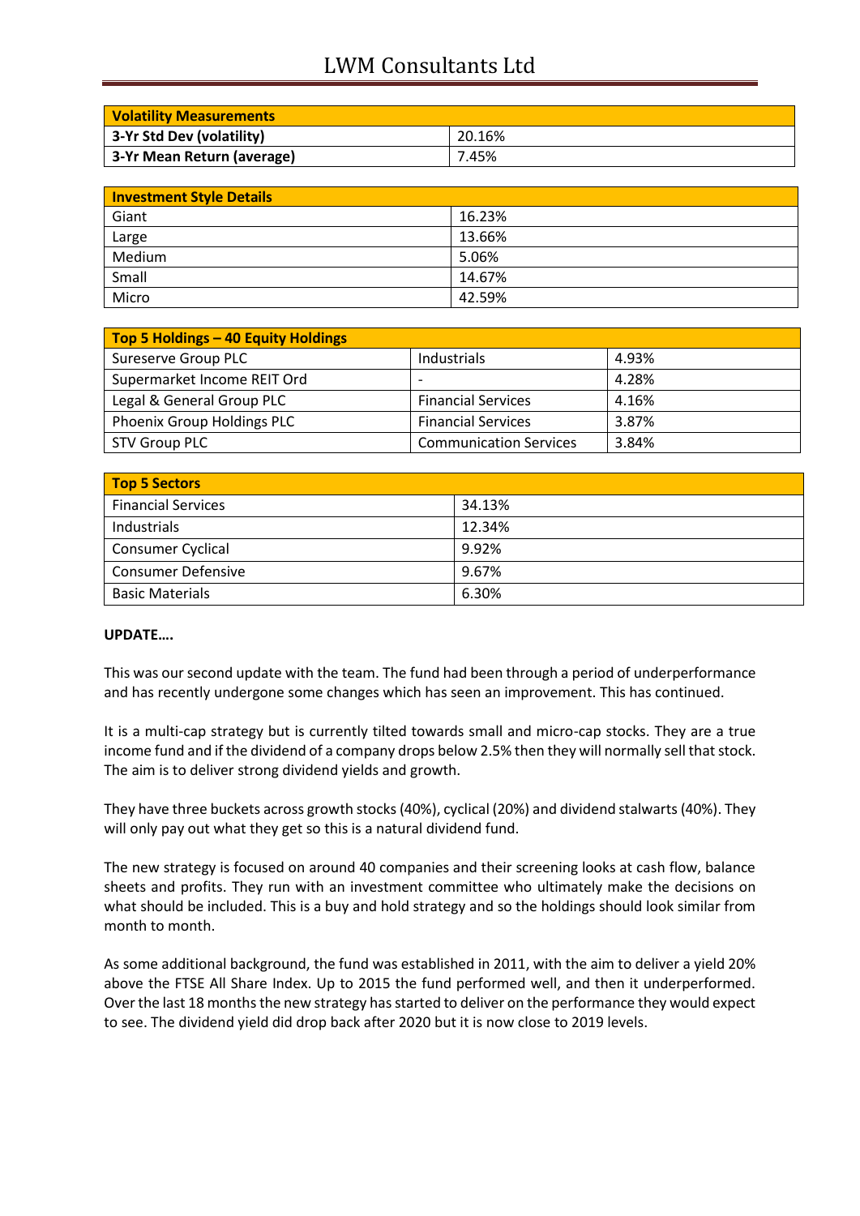| Volatility Measurements | |
|---|---|
| 3-Yr Std Dev (volatility) | 20.16% |
| 3-Yr Mean Return (average) | 7.45% |

| Investment Style Details | |
|---|---|
| Giant | 16.23% |
| Large | 13.66% |
| Medium | 5.06% |
| Small | 14.67% |
| Micro | 42.59% |

| Top 5 Holdings – 40 Equity Holdings | | |
|---|---|---|
| Sureserve Group PLC | Industrials | 4.93% |
| Supermarket Income REIT Ord | - | 4.28% |
| Legal & General Group PLC | Financial Services | 4.16% |
| Phoenix Group Holdings PLC | Financial Services | 3.87% |
| STV Group PLC | Communication Services | 3.84% |

| Top 5 Sectors | |
|---|---|
| Financial Services | 34.13% |
| Industrials | 12.34% |
| Consumer Cyclical | 9.92% |
| Consumer Defensive | 9.67% |
| Basic Materials | 6.30% |

**UPDATE….**

This was our second update with the team. The fund had been through a period of underperformance and has recently undergone some changes which has seen an improvement. This has continued.

It is a multi-cap strategy but is currently tilted towards small and micro-cap stocks. They are a true income fund and if the dividend of a company drops below 2.5% then they will normally sell that stock. The aim is to deliver strong dividend yields and growth.

They have three buckets across growth stocks (40%), cyclical (20%) and dividend stalwarts (40%). They will only pay out what they get so this is a natural dividend fund.

The new strategy is focused on around 40 companies and their screening looks at cash flow, balance sheets and profits. They run with an investment committee who ultimately make the decisions on what should be included. This is a buy and hold strategy and so the holdings should look similar from month to month.

As some additional background, the fund was established in 2011, with the aim to deliver a yield 20% above the FTSE All Share Index. Up to 2015 the fund performed well, and then it underperformed. Over the last 18 months the new strategy has started to deliver on the performance they would expect to see. The dividend yield did drop back after 2020 but it is now close to 2019 levels.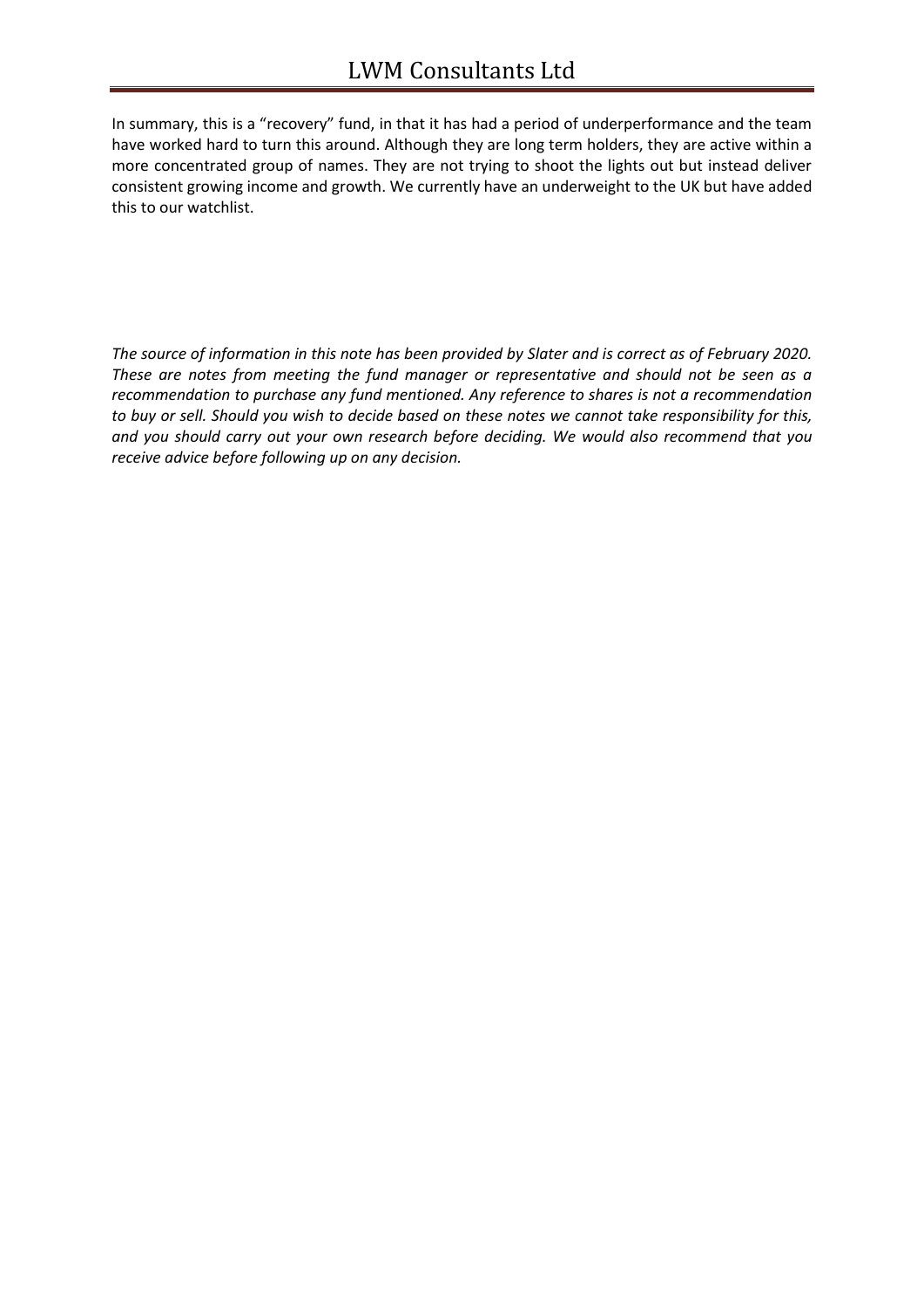In summary, this is a "recovery" fund, in that it has had a period of underperformance and the team have worked hard to turn this around. Although they are long term holders, they are active within a more concentrated group of names. They are not trying to shoot the lights out but instead deliver consistent growing income and growth. We currently have an underweight to the UK but have added this to our watchlist.

*The source of information in this note has been provided by Slater and is correct as of February 2020. These are notes from meeting the fund manager or representative and should not be seen as a recommendation to purchase any fund mentioned. Any reference to shares is not a recommendation to buy or sell. Should you wish to decide based on these notes we cannot take responsibility for this, and you should carry out your own research before deciding. We would also recommend that you receive advice before following up on any decision.*